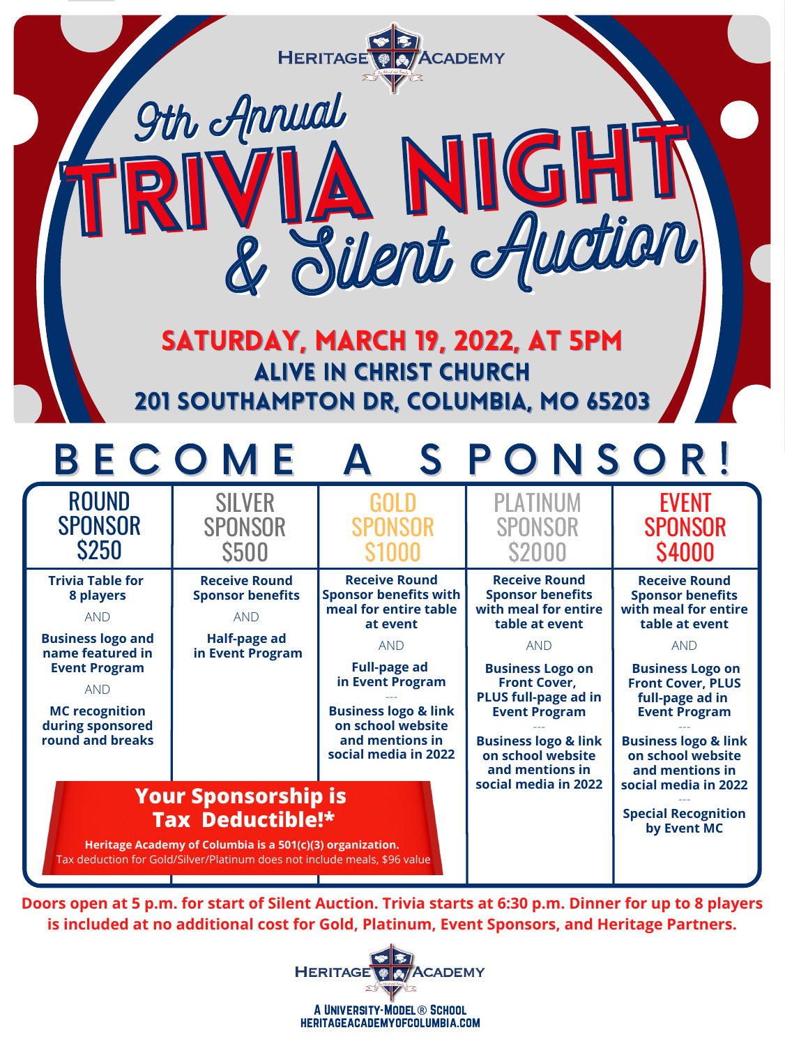Heritage Academy

# 9th Annual TRIVIA NIGHT & Silent Auction

**SATURDAY, MARCH 19, 2022, AT 5PM**

**ALIVE IN CHRIST CHURCH**

**201 SOUTHAMPTON DR, COLUMBIA, MO 65203**

## BECOME A SPONSOR!

| ROUND SPONSOR $250 | SILVER SPONSOR $500 | GOLD SPONSOR $1000 | PLATINUM SPONSOR $2000 | EVENT SPONSOR $4000 |
|---|---|---|---|---|
| **Trivia Table for 8 players** AND **Business logo and name featured in Event Program** AND **MC recognition during sponsored round and breaks** | **Receive Round Sponsor benefits** AND **Half-page ad in Event Program** | **Receive Round Sponsor benefits with meal for entire table at event** AND **Full-page ad in Event Program** --- **Business logo & link on school website and mentions in social media in 2022** | **Receive Round Sponsor benefits with meal for entire table at event** AND **Business Logo on Front Cover, PLUS full-page ad in Event Program** --- **Business logo & link on school website and mentions in social media in 2022** | **Receive Round Sponsor benefits with meal for entire table at event** AND **Business Logo on Front Cover, PLUS full-page ad in Event Program** --- **Business logo & link on school website and mentions in social media in 2022** --- **Special Recognition by Event MC** |

**Your Sponsorship is Tax Deductible!***

**Heritage Academy of Columbia is a 501(c)(3) organization.**

Tax deduction for Gold/Silver/Platinum does not include meals, $96 value

**Doors open at 5 p.m. for start of Silent Auction. Trivia starts at 6:30 p.m. Dinner for up to 8 players is included at no additional cost for Gold, Platinum, Event Sponsors, and Heritage Partners.**

Heritage Academy

A University-Model® School

HERITAGEACADEMYOFCOLUMBIA.COM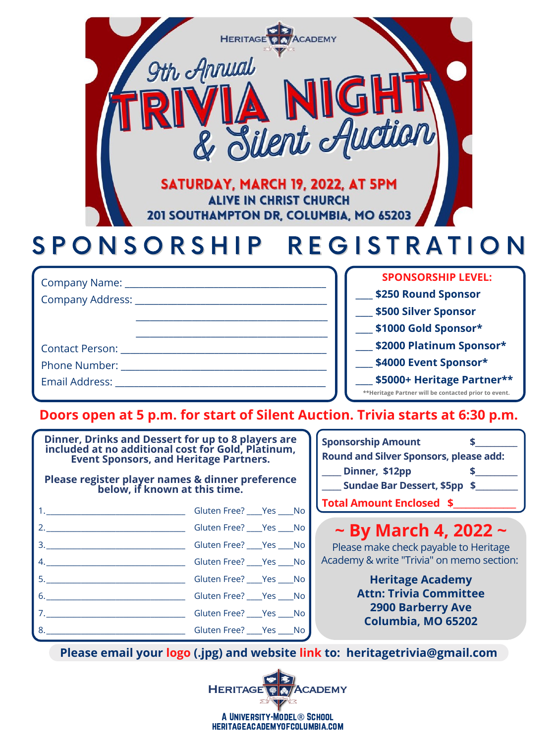HERITAGE ACADEMY

# 9th Annual TRIVIA NIGHT & Silent Auction

**SATURDAY, MARCH 19, 2022, AT 5PM**

**ALIVE IN CHRIST CHURCH**

**201 SOUTHAMPTON DR, COLUMBIA, MO 65203**

# SPONSORSHIP REGISTRATION

Company Name: ____________________________________

Company Address: ____________________________________

____________________________________

____________________________________

Contact Person: ____________________________________

Phone Number: ____________________________________

Email Address: ____________________________________

**SPONSORSHIP LEVEL:**

- ___ **$250 Round Sponsor**
- ___ **$500 Silver Sponsor**
- ___ **$1000 Gold Sponsor***
- ___ **$2000 Platinum Sponsor***
- ___ **$4000 Event Sponsor***
- ___ **$5000+ Heritage Partner****

**Heritage Partner will be contacted prior to event.

**Doors open at 5 p.m. for start of Silent Auction. Trivia starts at 6:30 p.m.**

**Dinner, Drinks and Dessert for up to 8 players are included at no additional cost for Gold, Platinum, Event Sponsors, and Heritage Partners.**

**Please register player names & dinner preference below, if known at this time.**

1. ______________________________ Gluten Free? ___Yes ___No
2. ______________________________ Gluten Free? ___Yes ___No
3. ______________________________ Gluten Free? ___Yes ___No
4. ______________________________ Gluten Free? ___Yes ___No
5. ______________________________ Gluten Free? ___Yes ___No
6. ______________________________ Gluten Free? ___Yes ___No
7. ______________________________ Gluten Free? ___Yes ___No
8. ______________________________ Gluten Free? ___Yes ___No

**Sponsorship Amount** $_________

**Round and Silver Sponsors, please add:**

____ **Dinner, $12pp** $_________

____ **Sundae Bar Dessert, $5pp** $_________

**Total Amount Enclosed $____________**

## ~ By March 4, 2022 ~

Please make check payable to Heritage Academy & write "Trivia" on memo section:

**Heritage Academy**
**Attn: Trivia Committee**
**2900 Barberry Ave**
**Columbia, MO 65202**

**Please email your logo (.jpg) and website link to: heritagetrivia@gmail.com**

HERITAGE ACADEMY

A UNIVERSITY-MODEL® SCHOOL

HERITAGEACADEMYOFCOLUMBIA.COM